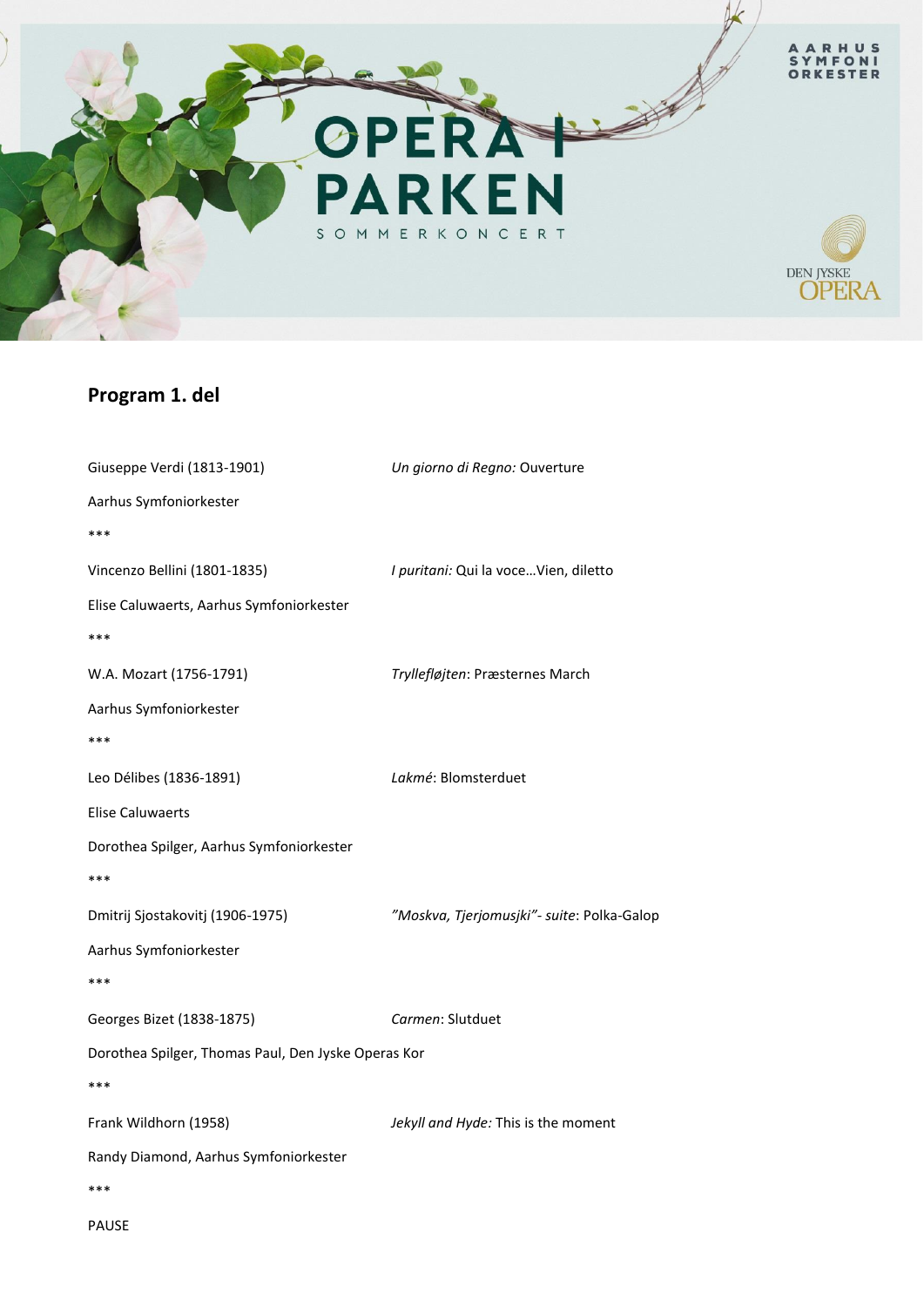AARHUS SYMFONI ORKESTER

# OPERA I PARKEN

SOMMERKONCERT

DEN JYSKE OPERA

## Program 1. del

Giuseppe Verdi (1813-1901) — *Un giorno di Regno:* Ouverture

Aarhus Symfoniorkester

***

Vincenzo Bellini (1801-1835) — *I puritani:* Qui la voce…Vien, diletto

Elise Caluwaerts, Aarhus Symfoniorkester

***

W.A. Mozart (1756-1791) — *Tryllefløjten*: Præsternes March

Aarhus Symfoniorkester

***

Leo Délibes (1836-1891) — *Lakmé*: Blomsterduet

Elise Caluwaerts

Dorothea Spilger, Aarhus Symfoniorkester

***

Dmitrij Sjostakovitj (1906-1975) — *"Moskva, Tjerjomusjki"- suite*: Polka-Galop

Aarhus Symfoniorkester

***

Georges Bizet (1838-1875) — *Carmen*: Slutduet

Dorothea Spilger, Thomas Paul, Den Jyske Operas Kor

***

Frank Wildhorn (1958) — *Jekyll and Hyde:* This is the moment

Randy Diamond, Aarhus Symfoniorkester

***

PAUSE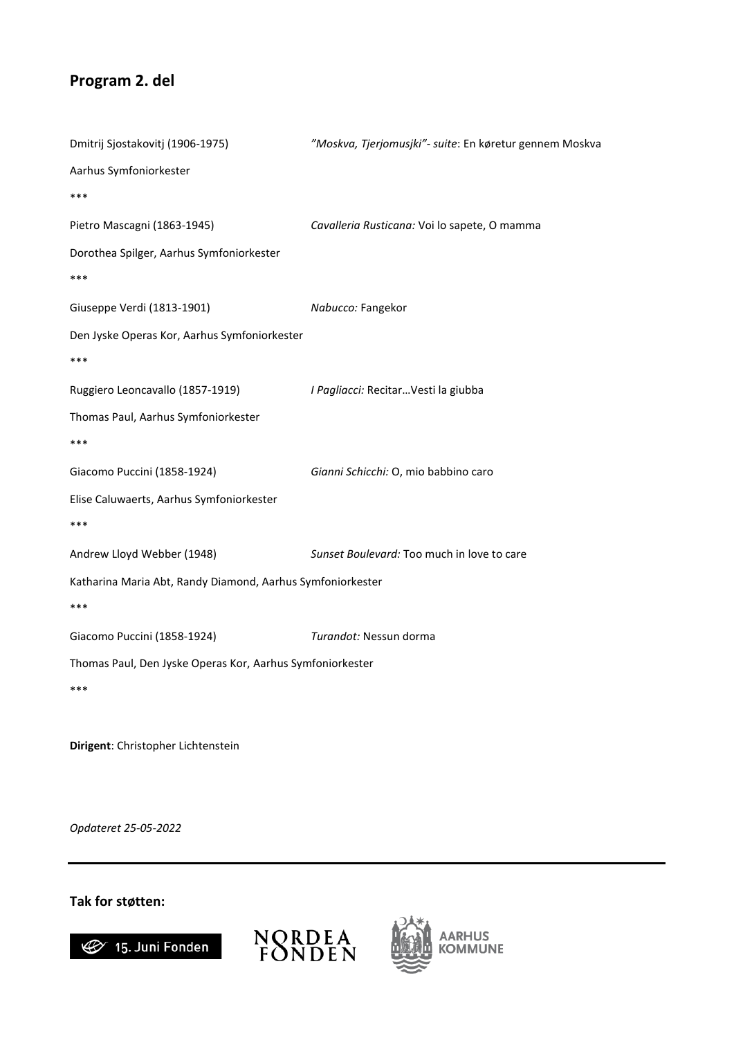## Program 2. del

Dmitrij Sjostakovitj (1906-1975) *"Moskva, Tjerjomusjki"- suite*: En køretur gennem Moskva

Aarhus Symfoniorkester

***

Pietro Mascagni (1863-1945) *Cavalleria Rusticana:* Voi lo sapete, O mamma

Dorothea Spilger, Aarhus Symfoniorkester

***

Giuseppe Verdi (1813-1901) *Nabucco:* Fangekor

Den Jyske Operas Kor, Aarhus Symfoniorkester

***

Ruggiero Leoncavallo (1857-1919) *I Pagliacci:* Recitar…Vesti la giubba

Thomas Paul, Aarhus Symfoniorkester

***

Giacomo Puccini (1858-1924) *Gianni Schicchi:* O, mio babbino caro

Elise Caluwaerts, Aarhus Symfoniorkester

***

Andrew Lloyd Webber (1948) *Sunset Boulevard:* Too much in love to care

Katharina Maria Abt, Randy Diamond, Aarhus Symfoniorkester

***

Giacomo Puccini (1858-1924) *Turandot:* Nessun dorma

Thomas Paul, Den Jyske Operas Kor, Aarhus Symfoniorkester

***

**Dirigent**: Christopher Lichtenstein

*Opdateret 25-05-2022*

---

**Tak for støtten:**

15. Juni Fonden

NORDEA FONDEN

AARHUS KOMMUNE